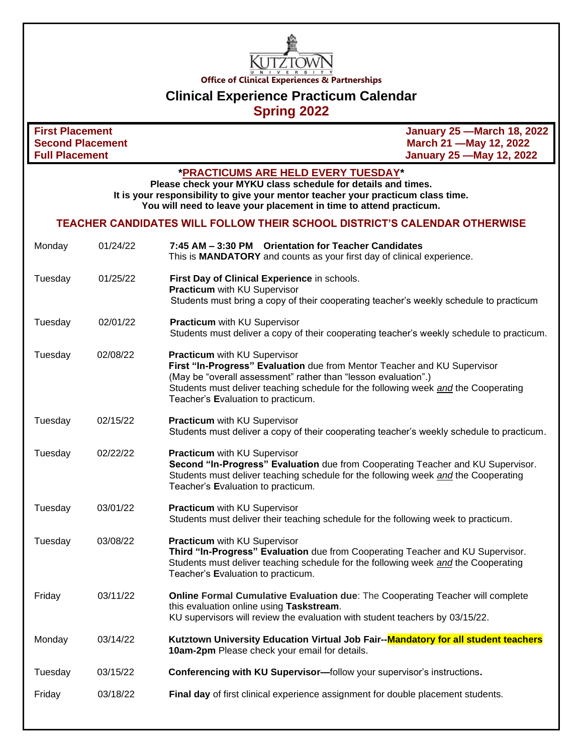Kutztown University

Office of Clinical Experiences & Partnerships

# Clinical Experience Practicum Calendar

## Spring 2022

| | |
|---|---|
| **First Placement** | **January 25 —March 18, 2022** |
| **Second Placement** | **March 21 —May 12, 2022** |
| **Full Placement** | **January 25 —May 12, 2022** |

**\*PRACTICUMS ARE HELD EVERY TUESDAY\***

**Please check your MYKU class schedule for details and times.**
**It is your responsibility to give your mentor teacher your practicum class time.**
**You will need to leave your placement in time to attend practicum.**

**TEACHER CANDIDATES WILL FOLLOW THEIR SCHOOL DISTRICT'S CALENDAR OTHERWISE**

| Day | Date | Event |
|---|---|---|
| Monday | 01/24/22 | **7:45 AM – 3:30 PM Orientation for Teacher Candidates** This is **MANDATORY** and counts as your first day of clinical experience. |
| Tuesday | 01/25/22 | **First Day of Clinical Experience** in schools. **Practicum** with KU Supervisor Students must bring a copy of their cooperating teacher's weekly schedule to practicum |
| Tuesday | 02/01/22 | **Practicum** with KU Supervisor Students must deliver a copy of their cooperating teacher's weekly schedule to practicum. |
| Tuesday | 02/08/22 | **Practicum** with KU Supervisor **First "In-Progress" Evaluation** due from Mentor Teacher and KU Supervisor (May be "overall assessment" rather than "lesson evaluation".) Students must deliver teaching schedule for the following week ***and*** the Cooperating Teacher's **E**valuation to practicum. |
| Tuesday | 02/15/22 | **Practicum** with KU Supervisor Students must deliver a copy of their cooperating teacher's weekly schedule to practicum. |
| Tuesday | 02/22/22 | **Practicum** with KU Supervisor **Second "In-Progress" Evaluation** due from Cooperating Teacher and KU Supervisor. Students must deliver teaching schedule for the following week ***and*** the Cooperating Teacher's **E**valuation to practicum. |
| Tuesday | 03/01/22 | **Practicum** with KU Supervisor Students must deliver their teaching schedule for the following week to practicum. |
| Tuesday | 03/08/22 | **Practicum** with KU Supervisor **Third "In-Progress" Evaluation** due from Cooperating Teacher and KU Supervisor. Students must deliver teaching schedule for the following week ***and*** the Cooperating Teacher's **E**valuation to practicum. |
| Friday | 03/11/22 | **Online Formal Cumulative Evaluation due**: The Cooperating Teacher will complete this evaluation online using **Taskstream**. KU supervisors will review the evaluation with student teachers by 03/15/22. |
| Monday | 03/14/22 | **Kutztown University Education Virtual Job Fair--Mandatory for all student teachers 10am-2pm** Please check your email for details. |
| Tuesday | 03/15/22 | **Conferencing with KU Supervisor—**follow your supervisor's instructions**.** |
| Friday | 03/18/22 | **Final day** of first clinical experience assignment for double placement students. |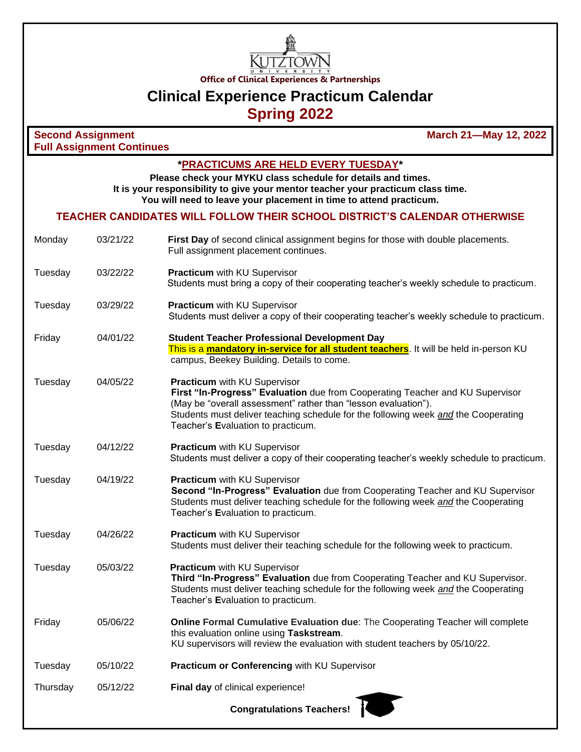Kutztown University

Office of Clinical Experiences & Partnerships

# Clinical Experience Practicum Calendar

## Spring 2022

**Second Assignment** **March 21—May 12, 2022**
**Full Assignment Continues**

**\*PRACTICUMS ARE HELD EVERY TUESDAY\***

**Please check your MYKU class schedule for details and times.**
**It is your responsibility to give your mentor teacher your practicum class time.**
**You will need to leave your placement in time to attend practicum.**

**TEACHER CANDIDATES WILL FOLLOW THEIR SCHOOL DISTRICT'S CALENDAR OTHERWISE**

| | | |
|---|---|---|
| Monday | 03/21/22 | **First Day** of second clinical assignment begins for those with double placements. Full assignment placement continues. |
| Tuesday | 03/22/22 | **Practicum** with KU Supervisor<br>Students must bring a copy of their cooperating teacher's weekly schedule to practicum. |
| Tuesday | 03/29/22 | **Practicum** with KU Supervisor<br>Students must deliver a copy of their cooperating teacher's weekly schedule to practicum. |
| Friday | 04/01/22 | **Student Teacher Professional Development Day**<br>This is a **mandatory in-service for all student teachers**. It will be held in-person KU campus, Beekey Building. Details to come. |
| Tuesday | 04/05/22 | **Practicum** with KU Supervisor<br>**First "In-Progress" Evaluation** due from Cooperating Teacher and KU Supervisor (May be "overall assessment" rather than "lesson evaluation").<br>Students must deliver teaching schedule for the following week ***and*** the Cooperating Teacher's **E**valuation to practicum. |
| Tuesday | 04/12/22 | **Practicum** with KU Supervisor<br>Students must deliver a copy of their cooperating teacher's weekly schedule to practicum. |
| Tuesday | 04/19/22 | **Practicum** with KU Supervisor<br>**Second "In-Progress" Evaluation** due from Cooperating Teacher and KU Supervisor<br>Students must deliver teaching schedule for the following week ***and*** the Cooperating Teacher's **E**valuation to practicum. |
| Tuesday | 04/26/22 | **Practicum** with KU Supervisor<br>Students must deliver their teaching schedule for the following week to practicum. |
| Tuesday | 05/03/22 | **Practicum** with KU Supervisor<br>**Third "In-Progress" Evaluation** due from Cooperating Teacher and KU Supervisor.<br>Students must deliver teaching schedule for the following week ***and*** the Cooperating Teacher's **E**valuation to practicum. |
| Friday | 05/06/22 | **Online Formal Cumulative Evaluation due**: The Cooperating Teacher will complete this evaluation online using **Taskstream**.<br>KU supervisors will review the evaluation with student teachers by 05/10/22. |
| Tuesday | 05/10/22 | **Practicum or Conferencing** with KU Supervisor |
| Thursday | 05/12/22 | **Final day** of clinical experience! |

**Congratulations Teachers!**